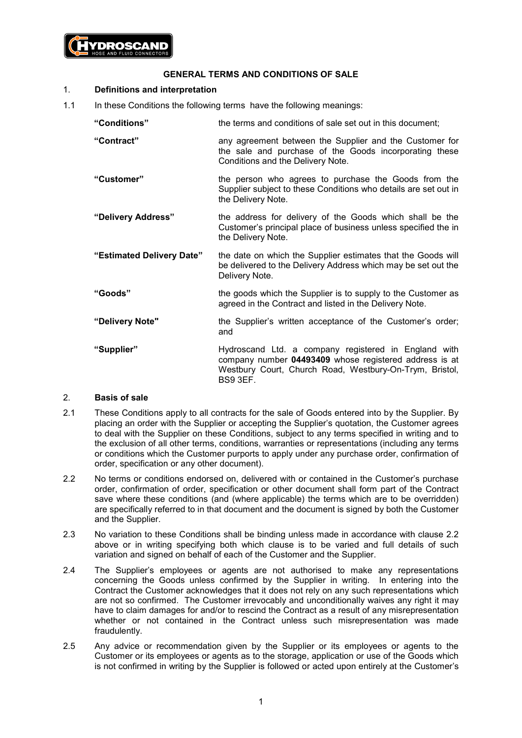# GENERAL TERMS AND CONDITIONS OF SALE

## 1. Definitions and interpretation

1.1 In these Conditions the following terms have the following meanings:

| | |
|---|---|
| **"Conditions"** | the terms and conditions of sale set out in this document; |
| **"Contract"** | any agreement between the Supplier and the Customer for the sale and purchase of the Goods incorporating these Conditions and the Delivery Note. |
| **"Customer"** | the person who agrees to purchase the Goods from the Supplier subject to these Conditions who details are set out in the Delivery Note. |
| **"Delivery Address"** | the address for delivery of the Goods which shall be the Customer's principal place of business unless specified the in the Delivery Note. |
| **"Estimated Delivery Date"** | the date on which the Supplier estimates that the Goods will be delivered to the Delivery Address which may be set out the Delivery Note. |
| **"Goods"** | the goods which the Supplier is to supply to the Customer as agreed in the Contract and listed in the Delivery Note. |
| **"Delivery Note"** | the Supplier's written acceptance of the Customer's order; and |
| **"Supplier"** | Hydroscand Ltd. a company registered in England with company number **04493409** whose registered address is at Westbury Court, Church Road, Westbury-On-Trym, Bristol, BS9 3EF. |

## 2. Basis of sale

2.1 These Conditions apply to all contracts for the sale of Goods entered into by the Supplier. By placing an order with the Supplier or accepting the Supplier's quotation, the Customer agrees to deal with the Supplier on these Conditions, subject to any terms specified in writing and to the exclusion of all other terms, conditions, warranties or representations (including any terms or conditions which the Customer purports to apply under any purchase order, confirmation of order, specification or any other document).

2.2 No terms or conditions endorsed on, delivered with or contained in the Customer's purchase order, confirmation of order, specification or other document shall form part of the Contract save where these conditions (and (where applicable) the terms which are to be overridden) are specifically referred to in that document and the document is signed by both the Customer and the Supplier.

2.3 No variation to these Conditions shall be binding unless made in accordance with clause 2.2 above or in writing specifying both which clause is to be varied and full details of such variation and signed on behalf of each of the Customer and the Supplier.

2.4 The Supplier's employees or agents are not authorised to make any representations concerning the Goods unless confirmed by the Supplier in writing. In entering into the Contract the Customer acknowledges that it does not rely on any such representations which are not so confirmed. The Customer irrevocably and unconditionally waives any right it may have to claim damages for and/or to rescind the Contract as a result of any misrepresentation whether or not contained in the Contract unless such misrepresentation was made fraudulently.

2.5 Any advice or recommendation given by the Supplier or its employees or agents to the Customer or its employees or agents as to the storage, application or use of the Goods which is not confirmed in writing by the Supplier is followed or acted upon entirely at the Customer's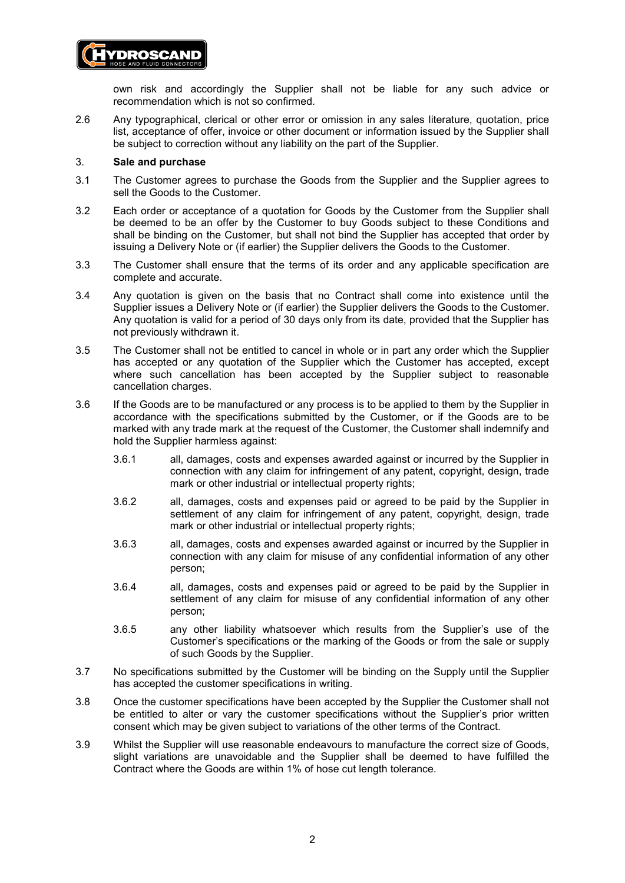own risk and accordingly the Supplier shall not be liable for any such advice or recommendation which is not so confirmed.

2.6 Any typographical, clerical or other error or omission in any sales literature, quotation, price list, acceptance of offer, invoice or other document or information issued by the Supplier shall be subject to correction without any liability on the part of the Supplier.

## 3. Sale and purchase

3.1 The Customer agrees to purchase the Goods from the Supplier and the Supplier agrees to sell the Goods to the Customer.

3.2 Each order or acceptance of a quotation for Goods by the Customer from the Supplier shall be deemed to be an offer by the Customer to buy Goods subject to these Conditions and shall be binding on the Customer, but shall not bind the Supplier has accepted that order by issuing a Delivery Note or (if earlier) the Supplier delivers the Goods to the Customer.

3.3 The Customer shall ensure that the terms of its order and any applicable specification are complete and accurate.

3.4 Any quotation is given on the basis that no Contract shall come into existence until the Supplier issues a Delivery Note or (if earlier) the Supplier delivers the Goods to the Customer. Any quotation is valid for a period of 30 days only from its date, provided that the Supplier has not previously withdrawn it.

3.5 The Customer shall not be entitled to cancel in whole or in part any order which the Supplier has accepted or any quotation of the Supplier which the Customer has accepted, except where such cancellation has been accepted by the Supplier subject to reasonable cancellation charges.

3.6 If the Goods are to be manufactured or any process is to be applied to them by the Supplier in accordance with the specifications submitted by the Customer, or if the Goods are to be marked with any trade mark at the request of the Customer, the Customer shall indemnify and hold the Supplier harmless against:

3.6.1 all, damages, costs and expenses awarded against or incurred by the Supplier in connection with any claim for infringement of any patent, copyright, design, trade mark or other industrial or intellectual property rights;

3.6.2 all, damages, costs and expenses paid or agreed to be paid by the Supplier in settlement of any claim for infringement of any patent, copyright, design, trade mark or other industrial or intellectual property rights;

3.6.3 all, damages, costs and expenses awarded against or incurred by the Supplier in connection with any claim for misuse of any confidential information of any other person;

3.6.4 all, damages, costs and expenses paid or agreed to be paid by the Supplier in settlement of any claim for misuse of any confidential information of any other person;

3.6.5 any other liability whatsoever which results from the Supplier's use of the Customer's specifications or the marking of the Goods or from the sale or supply of such Goods by the Supplier.

3.7 No specifications submitted by the Customer will be binding on the Supply until the Supplier has accepted the customer specifications in writing.

3.8 Once the customer specifications have been accepted by the Supplier the Customer shall not be entitled to alter or vary the customer specifications without the Supplier's prior written consent which may be given subject to variations of the other terms of the Contract.

3.9 Whilst the Supplier will use reasonable endeavours to manufacture the correct size of Goods, slight variations are unavoidable and the Supplier shall be deemed to have fulfilled the Contract where the Goods are within 1% of hose cut length tolerance.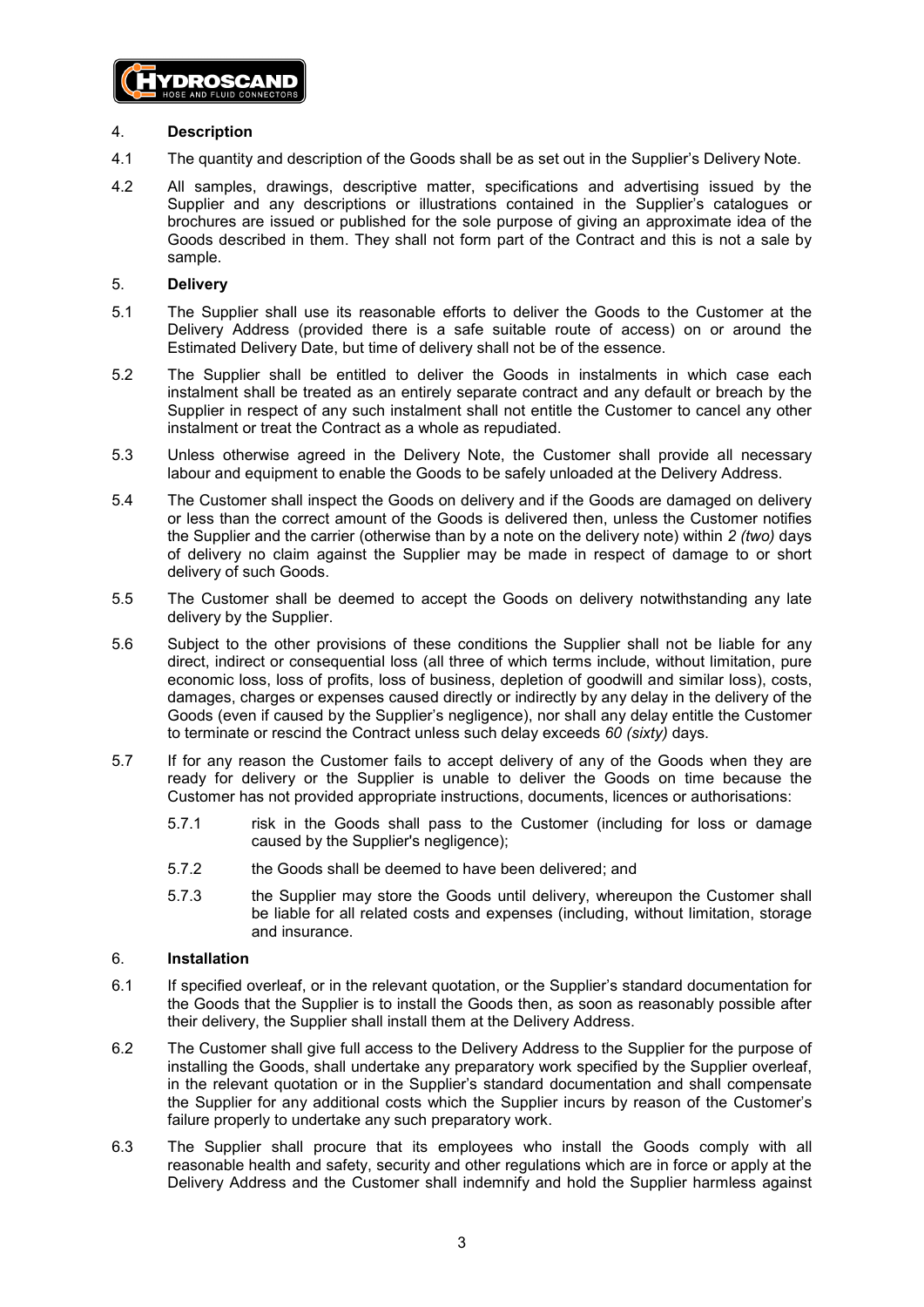## 4. **Description**

4.1 The quantity and description of the Goods shall be as set out in the Supplier's Delivery Note.

4.2 All samples, drawings, descriptive matter, specifications and advertising issued by the Supplier and any descriptions or illustrations contained in the Supplier's catalogues or brochures are issued or published for the sole purpose of giving an approximate idea of the Goods described in them. They shall not form part of the Contract and this is not a sale by sample.

## 5. **Delivery**

5.1 The Supplier shall use its reasonable efforts to deliver the Goods to the Customer at the Delivery Address (provided there is a safe suitable route of access) on or around the Estimated Delivery Date, but time of delivery shall not be of the essence.

5.2 The Supplier shall be entitled to deliver the Goods in instalments in which case each instalment shall be treated as an entirely separate contract and any default or breach by the Supplier in respect of any such instalment shall not entitle the Customer to cancel any other instalment or treat the Contract as a whole as repudiated.

5.3 Unless otherwise agreed in the Delivery Note, the Customer shall provide all necessary labour and equipment to enable the Goods to be safely unloaded at the Delivery Address.

5.4 The Customer shall inspect the Goods on delivery and if the Goods are damaged on delivery or less than the correct amount of the Goods is delivered then, unless the Customer notifies the Supplier and the carrier (otherwise than by a note on the delivery note) within *2 (two)* days of delivery no claim against the Supplier may be made in respect of damage to or short delivery of such Goods.

5.5 The Customer shall be deemed to accept the Goods on delivery notwithstanding any late delivery by the Supplier.

5.6 Subject to the other provisions of these conditions the Supplier shall not be liable for any direct, indirect or consequential loss (all three of which terms include, without limitation, pure economic loss, loss of profits, loss of business, depletion of goodwill and similar loss), costs, damages, charges or expenses caused directly or indirectly by any delay in the delivery of the Goods (even if caused by the Supplier's negligence), nor shall any delay entitle the Customer to terminate or rescind the Contract unless such delay exceeds *60 (sixty)* days.

5.7 If for any reason the Customer fails to accept delivery of any of the Goods when they are ready for delivery or the Supplier is unable to deliver the Goods on time because the Customer has not provided appropriate instructions, documents, licences or authorisations:

- 5.7.1 risk in the Goods shall pass to the Customer (including for loss or damage caused by the Supplier's negligence);
- 5.7.2 the Goods shall be deemed to have been delivered; and
- 5.7.3 the Supplier may store the Goods until delivery, whereupon the Customer shall be liable for all related costs and expenses (including, without limitation, storage and insurance.

## 6. **Installation**

6.1 If specified overleaf, or in the relevant quotation, or the Supplier's standard documentation for the Goods that the Supplier is to install the Goods then, as soon as reasonably possible after their delivery, the Supplier shall install them at the Delivery Address.

6.2 The Customer shall give full access to the Delivery Address to the Supplier for the purpose of installing the Goods, shall undertake any preparatory work specified by the Supplier overleaf, in the relevant quotation or in the Supplier's standard documentation and shall compensate the Supplier for any additional costs which the Supplier incurs by reason of the Customer's failure properly to undertake any such preparatory work.

6.3 The Supplier shall procure that its employees who install the Goods comply with all reasonable health and safety, security and other regulations which are in force or apply at the Delivery Address and the Customer shall indemnify and hold the Supplier harmless against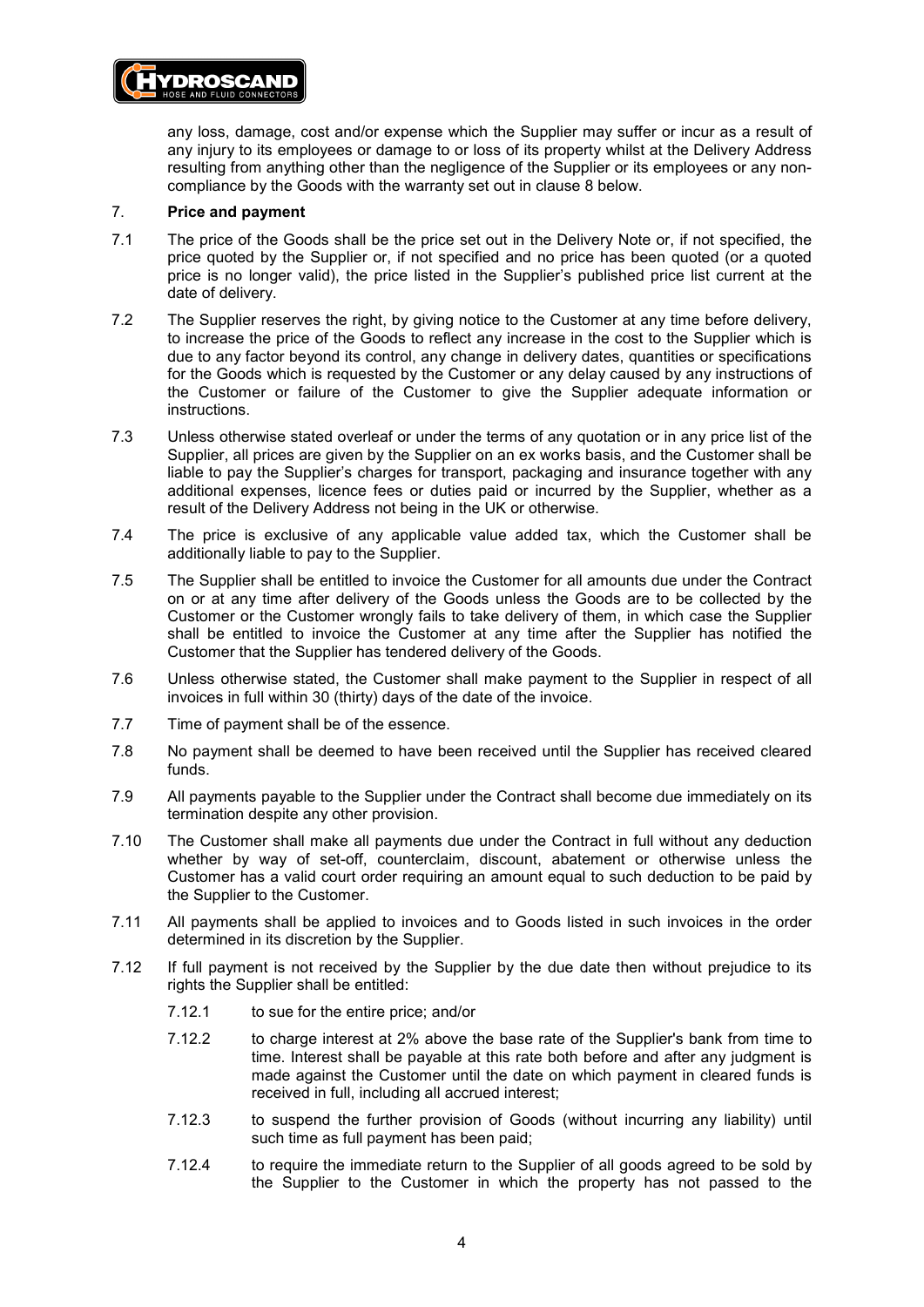any loss, damage, cost and/or expense which the Supplier may suffer or incur as a result of any injury to its employees or damage to or loss of its property whilst at the Delivery Address resulting from anything other than the negligence of the Supplier or its employees or any non-compliance by the Goods with the warranty set out in clause 8 below.

7. **Price and payment**

7.1 The price of the Goods shall be the price set out in the Delivery Note or, if not specified, the price quoted by the Supplier or, if not specified and no price has been quoted (or a quoted price is no longer valid), the price listed in the Supplier's published price list current at the date of delivery.

7.2 The Supplier reserves the right, by giving notice to the Customer at any time before delivery, to increase the price of the Goods to reflect any increase in the cost to the Supplier which is due to any factor beyond its control, any change in delivery dates, quantities or specifications for the Goods which is requested by the Customer or any delay caused by any instructions of the Customer or failure of the Customer to give the Supplier adequate information or instructions.

7.3 Unless otherwise stated overleaf or under the terms of any quotation or in any price list of the Supplier, all prices are given by the Supplier on an ex works basis, and the Customer shall be liable to pay the Supplier's charges for transport, packaging and insurance together with any additional expenses, licence fees or duties paid or incurred by the Supplier, whether as a result of the Delivery Address not being in the UK or otherwise.

7.4 The price is exclusive of any applicable value added tax, which the Customer shall be additionally liable to pay to the Supplier.

7.5 The Supplier shall be entitled to invoice the Customer for all amounts due under the Contract on or at any time after delivery of the Goods unless the Goods are to be collected by the Customer or the Customer wrongly fails to take delivery of them, in which case the Supplier shall be entitled to invoice the Customer at any time after the Supplier has notified the Customer that the Supplier has tendered delivery of the Goods.

7.6 Unless otherwise stated, the Customer shall make payment to the Supplier in respect of all invoices in full within 30 (thirty) days of the date of the invoice.

7.7 Time of payment shall be of the essence.

7.8 No payment shall be deemed to have been received until the Supplier has received cleared funds.

7.9 All payments payable to the Supplier under the Contract shall become due immediately on its termination despite any other provision.

7.10 The Customer shall make all payments due under the Contract in full without any deduction whether by way of set-off, counterclaim, discount, abatement or otherwise unless the Customer has a valid court order requiring an amount equal to such deduction to be paid by the Supplier to the Customer.

7.11 All payments shall be applied to invoices and to Goods listed in such invoices in the order determined in its discretion by the Supplier.

7.12 If full payment is not received by the Supplier by the due date then without prejudice to its rights the Supplier shall be entitled:

7.12.1 to sue for the entire price; and/or

7.12.2 to charge interest at 2% above the base rate of the Supplier's bank from time to time. Interest shall be payable at this rate both before and after any judgment is made against the Customer until the date on which payment in cleared funds is received in full, including all accrued interest;

7.12.3 to suspend the further provision of Goods (without incurring any liability) until such time as full payment has been paid;

7.12.4 to require the immediate return to the Supplier of all goods agreed to be sold by the Supplier to the Customer in which the property has not passed to the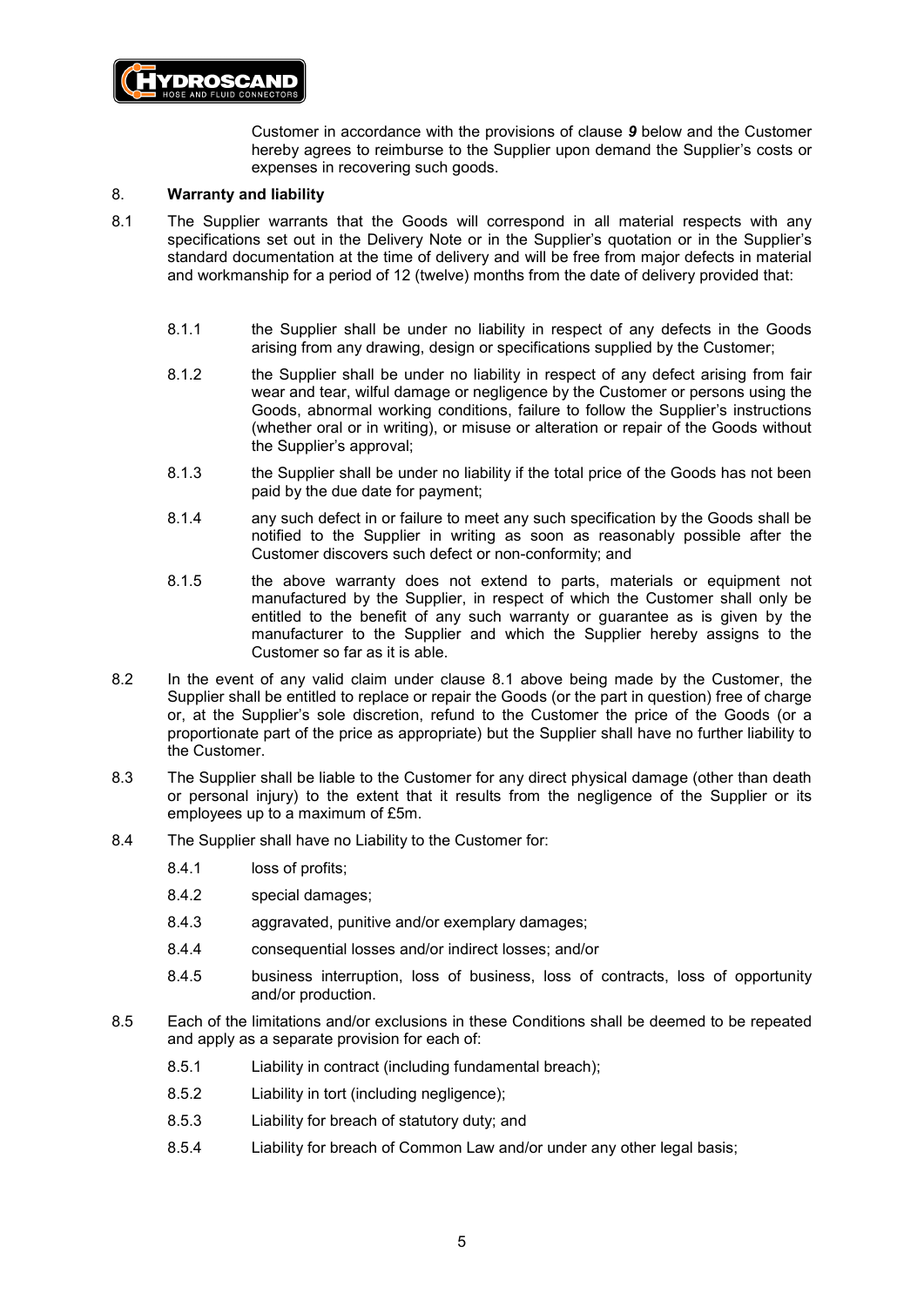Customer in accordance with the provisions of clause ***9*** below and the Customer hereby agrees to reimburse to the Supplier upon demand the Supplier's costs or expenses in recovering such goods.

8. **Warranty and liability**

8.1 The Supplier warrants that the Goods will correspond in all material respects with any specifications set out in the Delivery Note or in the Supplier's quotation or in the Supplier's standard documentation at the time of delivery and will be free from major defects in material and workmanship for a period of 12 (twelve) months from the date of delivery provided that:

8.1.1 the Supplier shall be under no liability in respect of any defects in the Goods arising from any drawing, design or specifications supplied by the Customer;

8.1.2 the Supplier shall be under no liability in respect of any defect arising from fair wear and tear, wilful damage or negligence by the Customer or persons using the Goods, abnormal working conditions, failure to follow the Supplier's instructions (whether oral or in writing), or misuse or alteration or repair of the Goods without the Supplier's approval;

8.1.3 the Supplier shall be under no liability if the total price of the Goods has not been paid by the due date for payment;

8.1.4 any such defect in or failure to meet any such specification by the Goods shall be notified to the Supplier in writing as soon as reasonably possible after the Customer discovers such defect or non-conformity; and

8.1.5 the above warranty does not extend to parts, materials or equipment not manufactured by the Supplier, in respect of which the Customer shall only be entitled to the benefit of any such warranty or guarantee as is given by the manufacturer to the Supplier and which the Supplier hereby assigns to the Customer so far as it is able.

8.2 In the event of any valid claim under clause 8.1 above being made by the Customer, the Supplier shall be entitled to replace or repair the Goods (or the part in question) free of charge or, at the Supplier's sole discretion, refund to the Customer the price of the Goods (or a proportionate part of the price as appropriate) but the Supplier shall have no further liability to the Customer.

8.3 The Supplier shall be liable to the Customer for any direct physical damage (other than death or personal injury) to the extent that it results from the negligence of the Supplier or its employees up to a maximum of £5m.

8.4 The Supplier shall have no Liability to the Customer for:

8.4.1 loss of profits;

8.4.2 special damages;

8.4.3 aggravated, punitive and/or exemplary damages;

8.4.4 consequential losses and/or indirect losses; and/or

8.4.5 business interruption, loss of business, loss of contracts, loss of opportunity and/or production.

8.5 Each of the limitations and/or exclusions in these Conditions shall be deemed to be repeated and apply as a separate provision for each of:

8.5.1 Liability in contract (including fundamental breach);

8.5.2 Liability in tort (including negligence);

8.5.3 Liability for breach of statutory duty; and

8.5.4 Liability for breach of Common Law and/or under any other legal basis;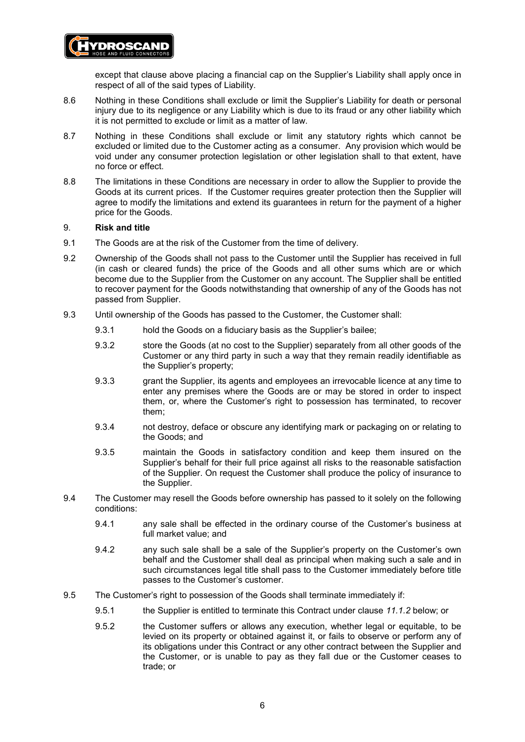except that clause above placing a financial cap on the Supplier's Liability shall apply once in respect of all of the said types of Liability.

8.6 Nothing in these Conditions shall exclude or limit the Supplier's Liability for death or personal injury due to its negligence or any Liability which is due to its fraud or any other liability which it is not permitted to exclude or limit as a matter of law.

8.7 Nothing in these Conditions shall exclude or limit any statutory rights which cannot be excluded or limited due to the Customer acting as a consumer. Any provision which would be void under any consumer protection legislation or other legislation shall to that extent, have no force or effect.

8.8 The limitations in these Conditions are necessary in order to allow the Supplier to provide the Goods at its current prices. If the Customer requires greater protection then the Supplier will agree to modify the limitations and extend its guarantees in return for the payment of a higher price for the Goods.

## 9. Risk and title

9.1 The Goods are at the risk of the Customer from the time of delivery.

9.2 Ownership of the Goods shall not pass to the Customer until the Supplier has received in full (in cash or cleared funds) the price of the Goods and all other sums which are or which become due to the Supplier from the Customer on any account. The Supplier shall be entitled to recover payment for the Goods notwithstanding that ownership of any of the Goods has not passed from Supplier.

9.3 Until ownership of the Goods has passed to the Customer, the Customer shall:

9.3.1 hold the Goods on a fiduciary basis as the Supplier's bailee;

9.3.2 store the Goods (at no cost to the Supplier) separately from all other goods of the Customer or any third party in such a way that they remain readily identifiable as the Supplier's property;

9.3.3 grant the Supplier, its agents and employees an irrevocable licence at any time to enter any premises where the Goods are or may be stored in order to inspect them, or, where the Customer's right to possession has terminated, to recover them;

9.3.4 not destroy, deface or obscure any identifying mark or packaging on or relating to the Goods; and

9.3.5 maintain the Goods in satisfactory condition and keep them insured on the Supplier's behalf for their full price against all risks to the reasonable satisfaction of the Supplier. On request the Customer shall produce the policy of insurance to the Supplier.

9.4 The Customer may resell the Goods before ownership has passed to it solely on the following conditions:

9.4.1 any sale shall be effected in the ordinary course of the Customer's business at full market value; and

9.4.2 any such sale shall be a sale of the Supplier's property on the Customer's own behalf and the Customer shall deal as principal when making such a sale and in such circumstances legal title shall pass to the Customer immediately before title passes to the Customer's customer.

9.5 The Customer's right to possession of the Goods shall terminate immediately if:

9.5.1 the Supplier is entitled to terminate this Contract under clause *11.1.2* below; or

9.5.2 the Customer suffers or allows any execution, whether legal or equitable, to be levied on its property or obtained against it, or fails to observe or perform any of its obligations under this Contract or any other contract between the Supplier and the Customer, or is unable to pay as they fall due or the Customer ceases to trade; or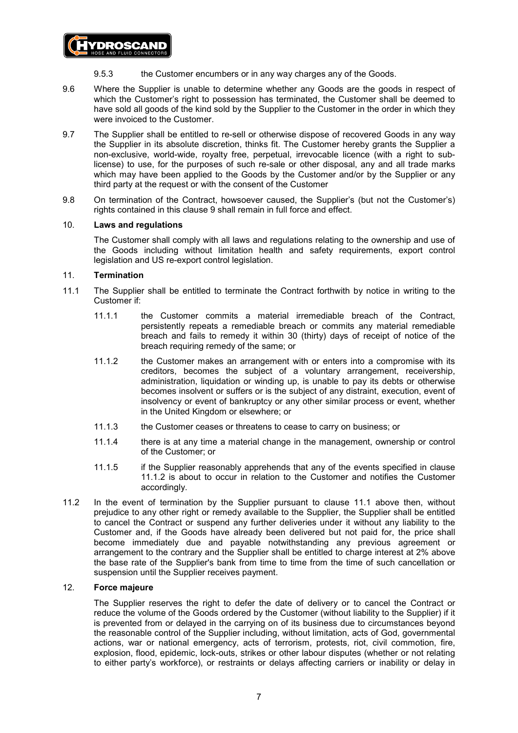9.5.3 the Customer encumbers or in any way charges any of the Goods.

9.6 Where the Supplier is unable to determine whether any Goods are the goods in respect of which the Customer's right to possession has terminated, the Customer shall be deemed to have sold all goods of the kind sold by the Supplier to the Customer in the order in which they were invoiced to the Customer.

9.7 The Supplier shall be entitled to re-sell or otherwise dispose of recovered Goods in any way the Supplier in its absolute discretion, thinks fit. The Customer hereby grants the Supplier a non-exclusive, world-wide, royalty free, perpetual, irrevocable licence (with a right to sub-license) to use, for the purposes of such re-sale or other disposal, any and all trade marks which may have been applied to the Goods by the Customer and/or by the Supplier or any third party at the request or with the consent of the Customer

9.8 On termination of the Contract, howsoever caused, the Supplier's (but not the Customer's) rights contained in this clause 9 shall remain in full force and effect.

## 10. Laws and regulations

The Customer shall comply with all laws and regulations relating to the ownership and use of the Goods including without limitation health and safety requirements, export control legislation and US re-export control legislation.

## 11. Termination

11.1 The Supplier shall be entitled to terminate the Contract forthwith by notice in writing to the Customer if:

11.1.1 the Customer commits a material irremediable breach of the Contract, persistently repeats a remediable breach or commits any material remediable breach and fails to remedy it within 30 (thirty) days of receipt of notice of the breach requiring remedy of the same; or

11.1.2 the Customer makes an arrangement with or enters into a compromise with its creditors, becomes the subject of a voluntary arrangement, receivership, administration, liquidation or winding up, is unable to pay its debts or otherwise becomes insolvent or suffers or is the subject of any distraint, execution, event of insolvency or event of bankruptcy or any other similar process or event, whether in the United Kingdom or elsewhere; or

11.1.3 the Customer ceases or threatens to cease to carry on business; or

11.1.4 there is at any time a material change in the management, ownership or control of the Customer; or

11.1.5 if the Supplier reasonably apprehends that any of the events specified in clause 11.1.2 is about to occur in relation to the Customer and notifies the Customer accordingly.

11.2 In the event of termination by the Supplier pursuant to clause 11.1 above then, without prejudice to any other right or remedy available to the Supplier, the Supplier shall be entitled to cancel the Contract or suspend any further deliveries under it without any liability to the Customer and, if the Goods have already been delivered but not paid for, the price shall become immediately due and payable notwithstanding any previous agreement or arrangement to the contrary and the Supplier shall be entitled to charge interest at 2% above the base rate of the Supplier's bank from time to time from the time of such cancellation or suspension until the Supplier receives payment.

## 12. Force majeure

The Supplier reserves the right to defer the date of delivery or to cancel the Contract or reduce the volume of the Goods ordered by the Customer (without liability to the Supplier) if it is prevented from or delayed in the carrying on of its business due to circumstances beyond the reasonable control of the Supplier including, without limitation, acts of God, governmental actions, war or national emergency, acts of terrorism, protests, riot, civil commotion, fire, explosion, flood, epidemic, lock-outs, strikes or other labour disputes (whether or not relating to either party's workforce), or restraints or delays affecting carriers or inability or delay in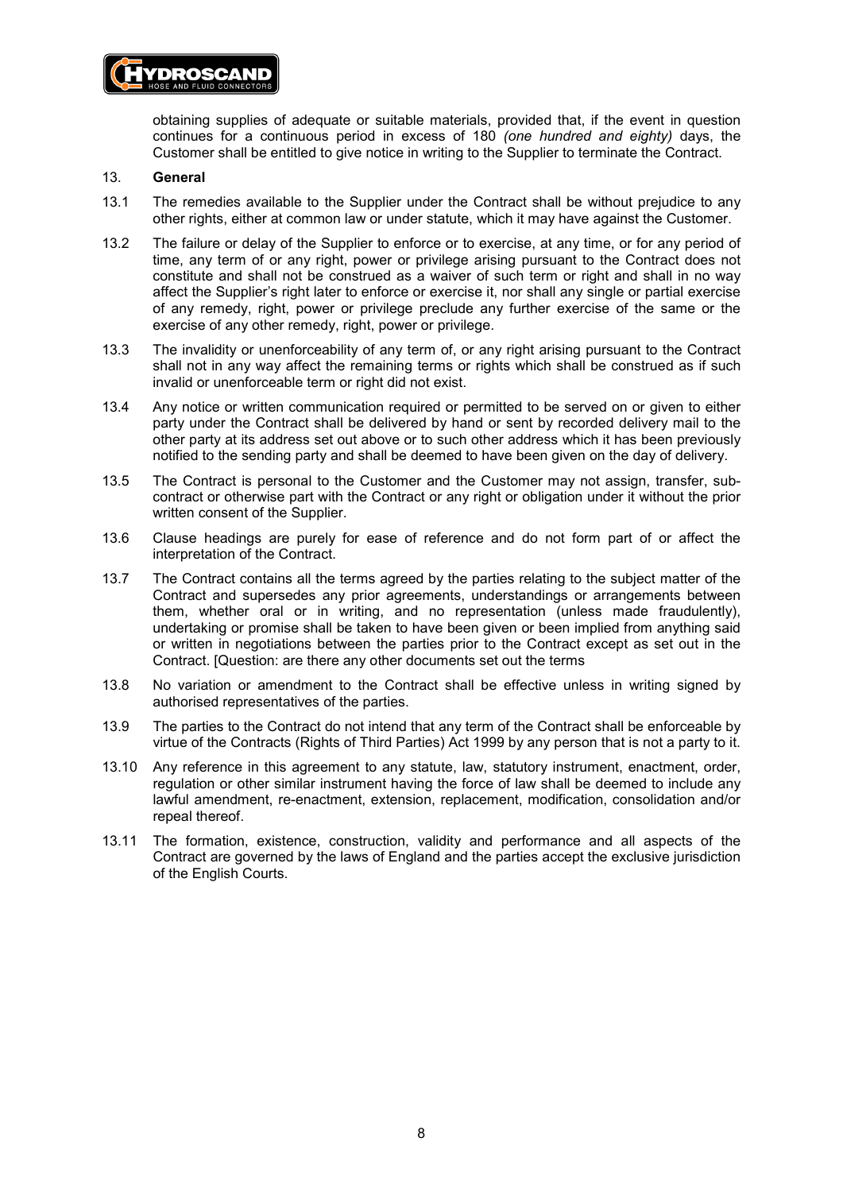obtaining supplies of adequate or suitable materials, provided that, if the event in question continues for a continuous period in excess of 180 *(one hundred and eighty)* days, the Customer shall be entitled to give notice in writing to the Supplier to terminate the Contract.

13. **General**

13.1 The remedies available to the Supplier under the Contract shall be without prejudice to any other rights, either at common law or under statute, which it may have against the Customer.

13.2 The failure or delay of the Supplier to enforce or to exercise, at any time, or for any period of time, any term of or any right, power or privilege arising pursuant to the Contract does not constitute and shall not be construed as a waiver of such term or right and shall in no way affect the Supplier's right later to enforce or exercise it, nor shall any single or partial exercise of any remedy, right, power or privilege preclude any further exercise of the same or the exercise of any other remedy, right, power or privilege.

13.3 The invalidity or unenforceability of any term of, or any right arising pursuant to the Contract shall not in any way affect the remaining terms or rights which shall be construed as if such invalid or unenforceable term or right did not exist.

13.4 Any notice or written communication required or permitted to be served on or given to either party under the Contract shall be delivered by hand or sent by recorded delivery mail to the other party at its address set out above or to such other address which it has been previously notified to the sending party and shall be deemed to have been given on the day of delivery.

13.5 The Contract is personal to the Customer and the Customer may not assign, transfer, sub-contract or otherwise part with the Contract or any right or obligation under it without the prior written consent of the Supplier.

13.6 Clause headings are purely for ease of reference and do not form part of or affect the interpretation of the Contract.

13.7 The Contract contains all the terms agreed by the parties relating to the subject matter of the Contract and supersedes any prior agreements, understandings or arrangements between them, whether oral or in writing, and no representation (unless made fraudulently), undertaking or promise shall be taken to have been given or been implied from anything said or written in negotiations between the parties prior to the Contract except as set out in the Contract. [Question: are there any other documents set out the terms

13.8 No variation or amendment to the Contract shall be effective unless in writing signed by authorised representatives of the parties.

13.9 The parties to the Contract do not intend that any term of the Contract shall be enforceable by virtue of the Contracts (Rights of Third Parties) Act 1999 by any person that is not a party to it.

13.10 Any reference in this agreement to any statute, law, statutory instrument, enactment, order, regulation or other similar instrument having the force of law shall be deemed to include any lawful amendment, re-enactment, extension, replacement, modification, consolidation and/or repeal thereof.

13.11 The formation, existence, construction, validity and performance and all aspects of the Contract are governed by the laws of England and the parties accept the exclusive jurisdiction of the English Courts.